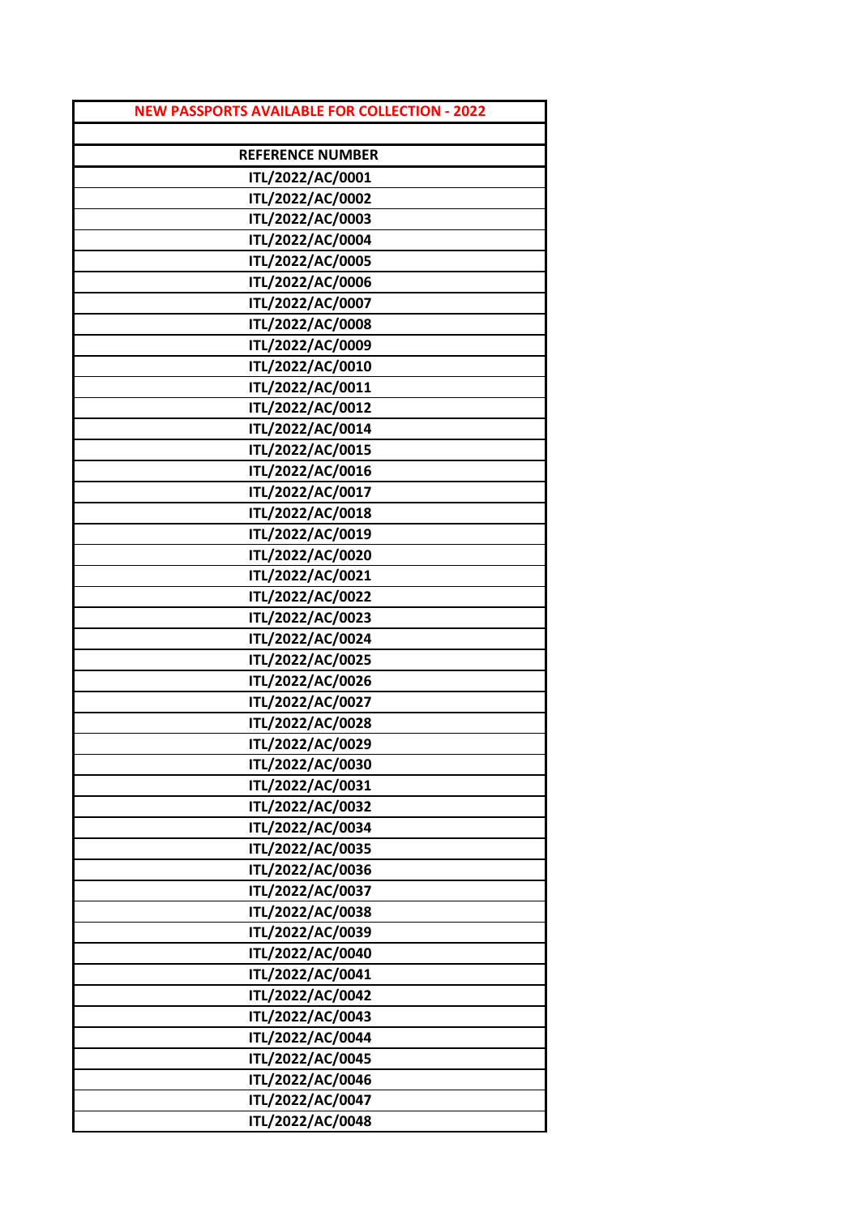| NEW PASSPORTS AVAILABLE FOR COLLECTION - 2022 |
| --- |
| |
| **REFERENCE NUMBER** |
| ITL/2022/AC/0001 |
| ITL/2022/AC/0002 |
| ITL/2022/AC/0003 |
| ITL/2022/AC/0004 |
| ITL/2022/AC/0005 |
| ITL/2022/AC/0006 |
| ITL/2022/AC/0007 |
| ITL/2022/AC/0008 |
| ITL/2022/AC/0009 |
| ITL/2022/AC/0010 |
| ITL/2022/AC/0011 |
| ITL/2022/AC/0012 |
| ITL/2022/AC/0014 |
| ITL/2022/AC/0015 |
| ITL/2022/AC/0016 |
| ITL/2022/AC/0017 |
| ITL/2022/AC/0018 |
| ITL/2022/AC/0019 |
| ITL/2022/AC/0020 |
| ITL/2022/AC/0021 |
| ITL/2022/AC/0022 |
| ITL/2022/AC/0023 |
| ITL/2022/AC/0024 |
| ITL/2022/AC/0025 |
| ITL/2022/AC/0026 |
| ITL/2022/AC/0027 |
| ITL/2022/AC/0028 |
| ITL/2022/AC/0029 |
| ITL/2022/AC/0030 |
| ITL/2022/AC/0031 |
| ITL/2022/AC/0032 |
| ITL/2022/AC/0034 |
| ITL/2022/AC/0035 |
| ITL/2022/AC/0036 |
| ITL/2022/AC/0037 |
| ITL/2022/AC/0038 |
| ITL/2022/AC/0039 |
| ITL/2022/AC/0040 |
| ITL/2022/AC/0041 |
| ITL/2022/AC/0042 |
| ITL/2022/AC/0043 |
| ITL/2022/AC/0044 |
| ITL/2022/AC/0045 |
| ITL/2022/AC/0046 |
| ITL/2022/AC/0047 |
| ITL/2022/AC/0048 |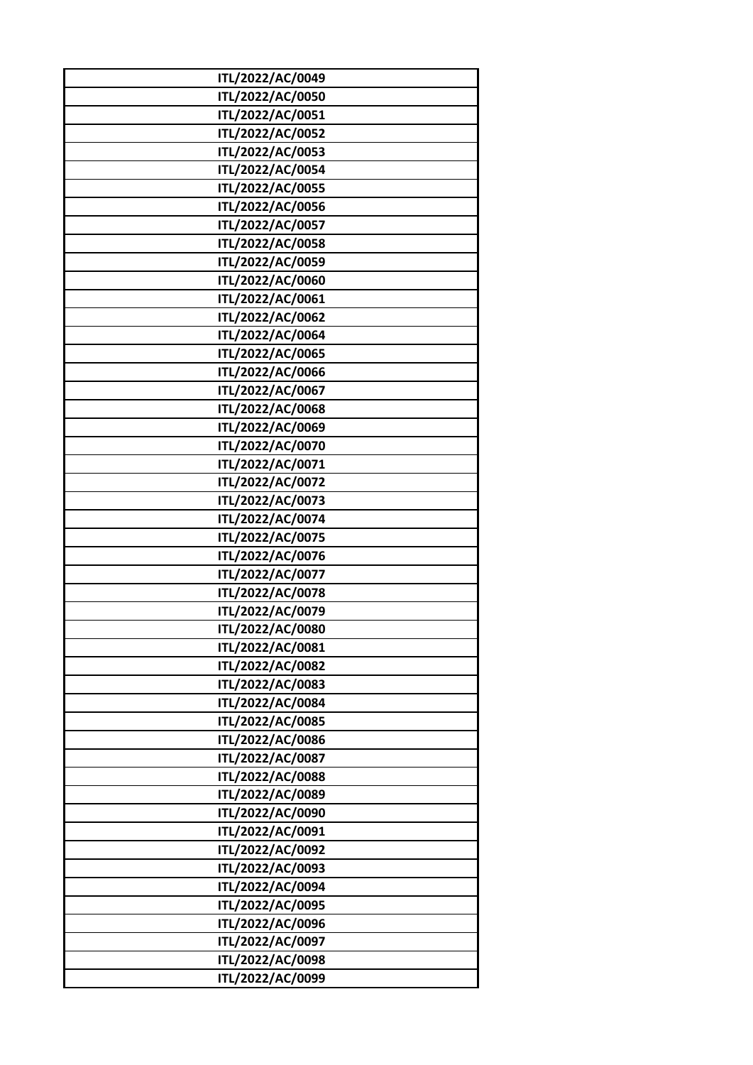| ITL/2022/AC/0049 |
| --- |
| ITL/2022/AC/0050 |
| ITL/2022/AC/0051 |
| ITL/2022/AC/0052 |
| ITL/2022/AC/0053 |
| ITL/2022/AC/0054 |
| ITL/2022/AC/0055 |
| ITL/2022/AC/0056 |
| ITL/2022/AC/0057 |
| ITL/2022/AC/0058 |
| ITL/2022/AC/0059 |
| ITL/2022/AC/0060 |
| ITL/2022/AC/0061 |
| ITL/2022/AC/0062 |
| ITL/2022/AC/0064 |
| ITL/2022/AC/0065 |
| ITL/2022/AC/0066 |
| ITL/2022/AC/0067 |
| ITL/2022/AC/0068 |
| ITL/2022/AC/0069 |
| ITL/2022/AC/0070 |
| ITL/2022/AC/0071 |
| ITL/2022/AC/0072 |
| ITL/2022/AC/0073 |
| ITL/2022/AC/0074 |
| ITL/2022/AC/0075 |
| ITL/2022/AC/0076 |
| ITL/2022/AC/0077 |
| ITL/2022/AC/0078 |
| ITL/2022/AC/0079 |
| ITL/2022/AC/0080 |
| ITL/2022/AC/0081 |
| ITL/2022/AC/0082 |
| ITL/2022/AC/0083 |
| ITL/2022/AC/0084 |
| ITL/2022/AC/0085 |
| ITL/2022/AC/0086 |
| ITL/2022/AC/0087 |
| ITL/2022/AC/0088 |
| ITL/2022/AC/0089 |
| ITL/2022/AC/0090 |
| ITL/2022/AC/0091 |
| ITL/2022/AC/0092 |
| ITL/2022/AC/0093 |
| ITL/2022/AC/0094 |
| ITL/2022/AC/0095 |
| ITL/2022/AC/0096 |
| ITL/2022/AC/0097 |
| ITL/2022/AC/0098 |
| ITL/2022/AC/0099 |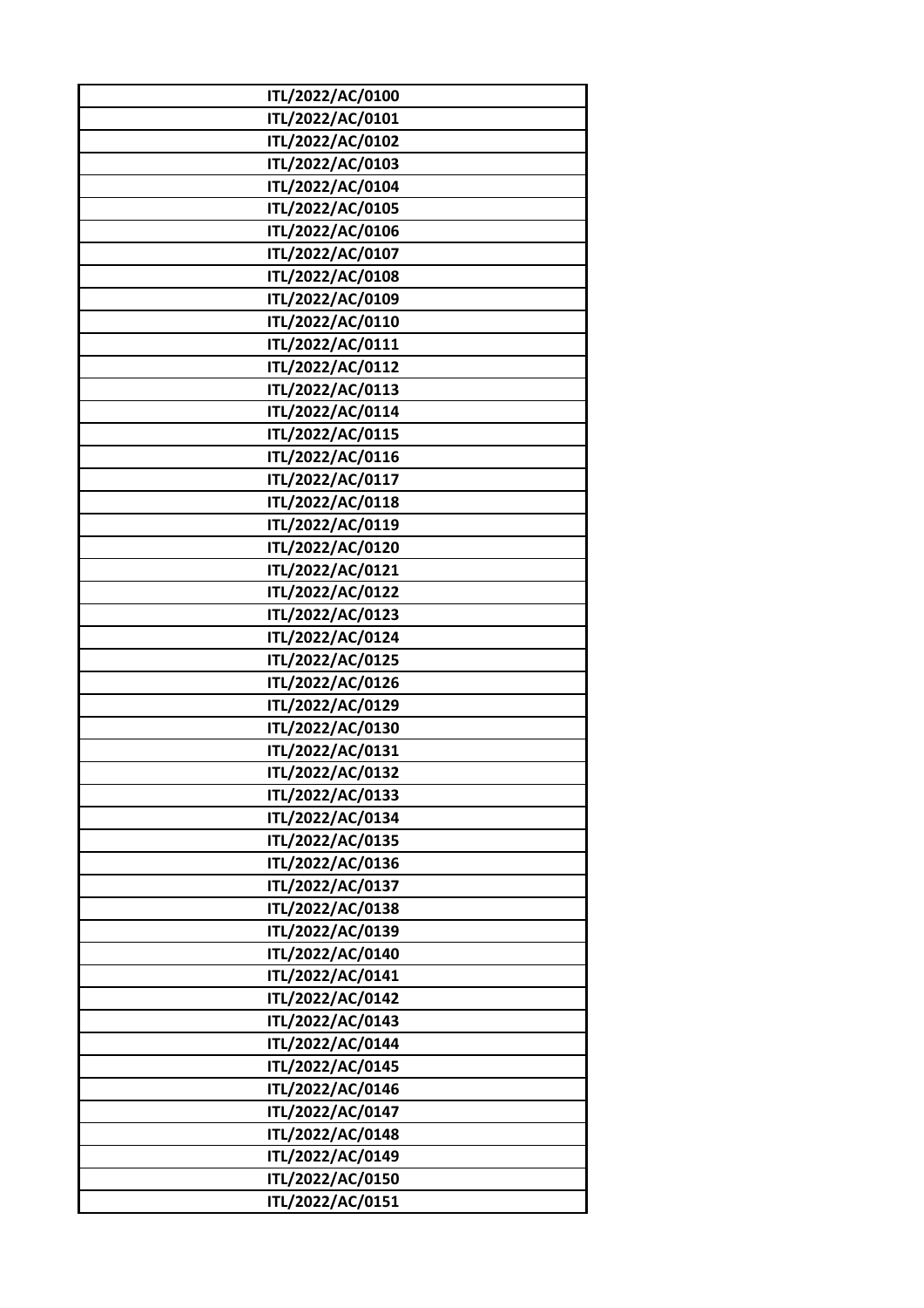| ITL/2022/AC/0100 |
|---|
| ITL/2022/AC/0101 |
| ITL/2022/AC/0102 |
| ITL/2022/AC/0103 |
| ITL/2022/AC/0104 |
| ITL/2022/AC/0105 |
| ITL/2022/AC/0106 |
| ITL/2022/AC/0107 |
| ITL/2022/AC/0108 |
| ITL/2022/AC/0109 |
| ITL/2022/AC/0110 |
| ITL/2022/AC/0111 |
| ITL/2022/AC/0112 |
| ITL/2022/AC/0113 |
| ITL/2022/AC/0114 |
| ITL/2022/AC/0115 |
| ITL/2022/AC/0116 |
| ITL/2022/AC/0117 |
| ITL/2022/AC/0118 |
| ITL/2022/AC/0119 |
| ITL/2022/AC/0120 |
| ITL/2022/AC/0121 |
| ITL/2022/AC/0122 |
| ITL/2022/AC/0123 |
| ITL/2022/AC/0124 |
| ITL/2022/AC/0125 |
| ITL/2022/AC/0126 |
| ITL/2022/AC/0129 |
| ITL/2022/AC/0130 |
| ITL/2022/AC/0131 |
| ITL/2022/AC/0132 |
| ITL/2022/AC/0133 |
| ITL/2022/AC/0134 |
| ITL/2022/AC/0135 |
| ITL/2022/AC/0136 |
| ITL/2022/AC/0137 |
| ITL/2022/AC/0138 |
| ITL/2022/AC/0139 |
| ITL/2022/AC/0140 |
| ITL/2022/AC/0141 |
| ITL/2022/AC/0142 |
| ITL/2022/AC/0143 |
| ITL/2022/AC/0144 |
| ITL/2022/AC/0145 |
| ITL/2022/AC/0146 |
| ITL/2022/AC/0147 |
| ITL/2022/AC/0148 |
| ITL/2022/AC/0149 |
| ITL/2022/AC/0150 |
| ITL/2022/AC/0151 |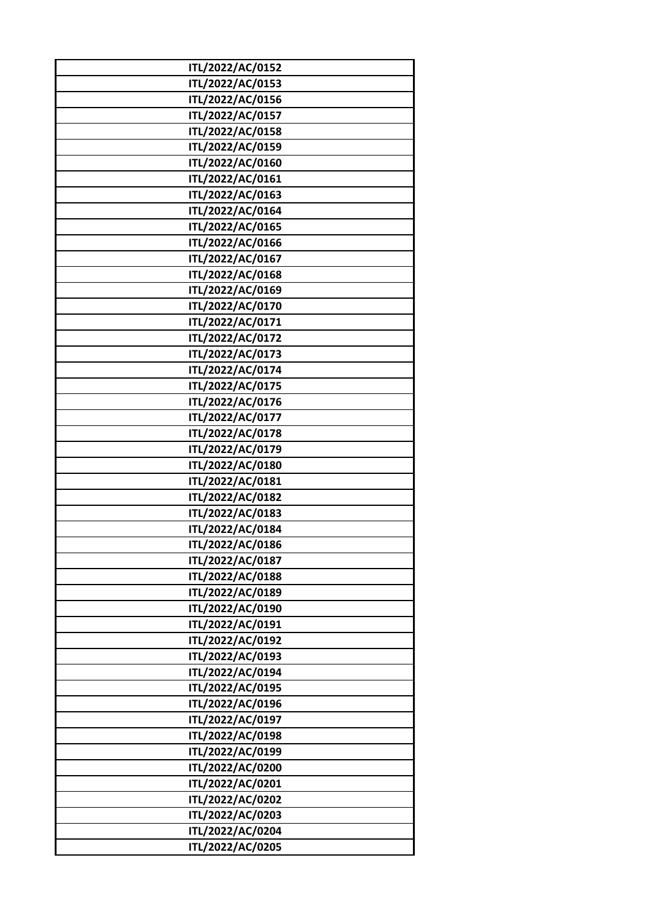| ITL/2022/AC/0152 |
|---|
| ITL/2022/AC/0153 |
| ITL/2022/AC/0156 |
| ITL/2022/AC/0157 |
| ITL/2022/AC/0158 |
| ITL/2022/AC/0159 |
| ITL/2022/AC/0160 |
| ITL/2022/AC/0161 |
| ITL/2022/AC/0163 |
| ITL/2022/AC/0164 |
| ITL/2022/AC/0165 |
| ITL/2022/AC/0166 |
| ITL/2022/AC/0167 |
| ITL/2022/AC/0168 |
| ITL/2022/AC/0169 |
| ITL/2022/AC/0170 |
| ITL/2022/AC/0171 |
| ITL/2022/AC/0172 |
| ITL/2022/AC/0173 |
| ITL/2022/AC/0174 |
| ITL/2022/AC/0175 |
| ITL/2022/AC/0176 |
| ITL/2022/AC/0177 |
| ITL/2022/AC/0178 |
| ITL/2022/AC/0179 |
| ITL/2022/AC/0180 |
| ITL/2022/AC/0181 |
| ITL/2022/AC/0182 |
| ITL/2022/AC/0183 |
| ITL/2022/AC/0184 |
| ITL/2022/AC/0186 |
| ITL/2022/AC/0187 |
| ITL/2022/AC/0188 |
| ITL/2022/AC/0189 |
| ITL/2022/AC/0190 |
| ITL/2022/AC/0191 |
| ITL/2022/AC/0192 |
| ITL/2022/AC/0193 |
| ITL/2022/AC/0194 |
| ITL/2022/AC/0195 |
| ITL/2022/AC/0196 |
| ITL/2022/AC/0197 |
| ITL/2022/AC/0198 |
| ITL/2022/AC/0199 |
| ITL/2022/AC/0200 |
| ITL/2022/AC/0201 |
| ITL/2022/AC/0202 |
| ITL/2022/AC/0203 |
| ITL/2022/AC/0204 |
| ITL/2022/AC/0205 |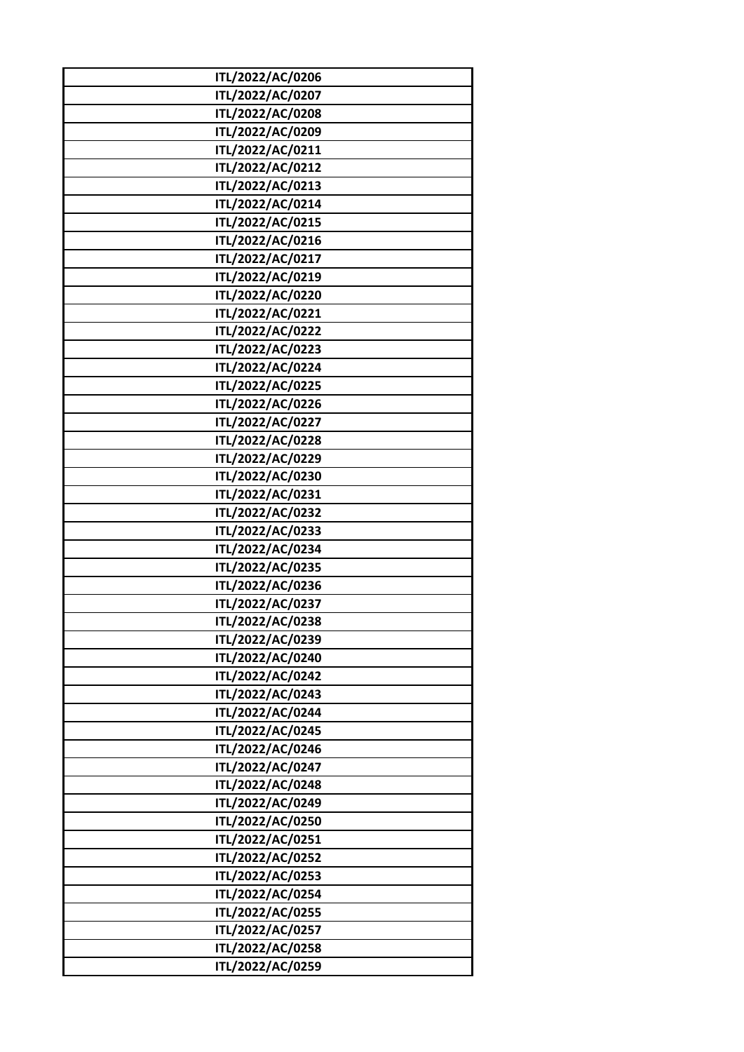| ITL/2022/AC/0206 |
|---|
| ITL/2022/AC/0207 |
| ITL/2022/AC/0208 |
| ITL/2022/AC/0209 |
| ITL/2022/AC/0211 |
| ITL/2022/AC/0212 |
| ITL/2022/AC/0213 |
| ITL/2022/AC/0214 |
| ITL/2022/AC/0215 |
| ITL/2022/AC/0216 |
| ITL/2022/AC/0217 |
| ITL/2022/AC/0219 |
| ITL/2022/AC/0220 |
| ITL/2022/AC/0221 |
| ITL/2022/AC/0222 |
| ITL/2022/AC/0223 |
| ITL/2022/AC/0224 |
| ITL/2022/AC/0225 |
| ITL/2022/AC/0226 |
| ITL/2022/AC/0227 |
| ITL/2022/AC/0228 |
| ITL/2022/AC/0229 |
| ITL/2022/AC/0230 |
| ITL/2022/AC/0231 |
| ITL/2022/AC/0232 |
| ITL/2022/AC/0233 |
| ITL/2022/AC/0234 |
| ITL/2022/AC/0235 |
| ITL/2022/AC/0236 |
| ITL/2022/AC/0237 |
| ITL/2022/AC/0238 |
| ITL/2022/AC/0239 |
| ITL/2022/AC/0240 |
| ITL/2022/AC/0242 |
| ITL/2022/AC/0243 |
| ITL/2022/AC/0244 |
| ITL/2022/AC/0245 |
| ITL/2022/AC/0246 |
| ITL/2022/AC/0247 |
| ITL/2022/AC/0248 |
| ITL/2022/AC/0249 |
| ITL/2022/AC/0250 |
| ITL/2022/AC/0251 |
| ITL/2022/AC/0252 |
| ITL/2022/AC/0253 |
| ITL/2022/AC/0254 |
| ITL/2022/AC/0255 |
| ITL/2022/AC/0257 |
| ITL/2022/AC/0258 |
| ITL/2022/AC/0259 |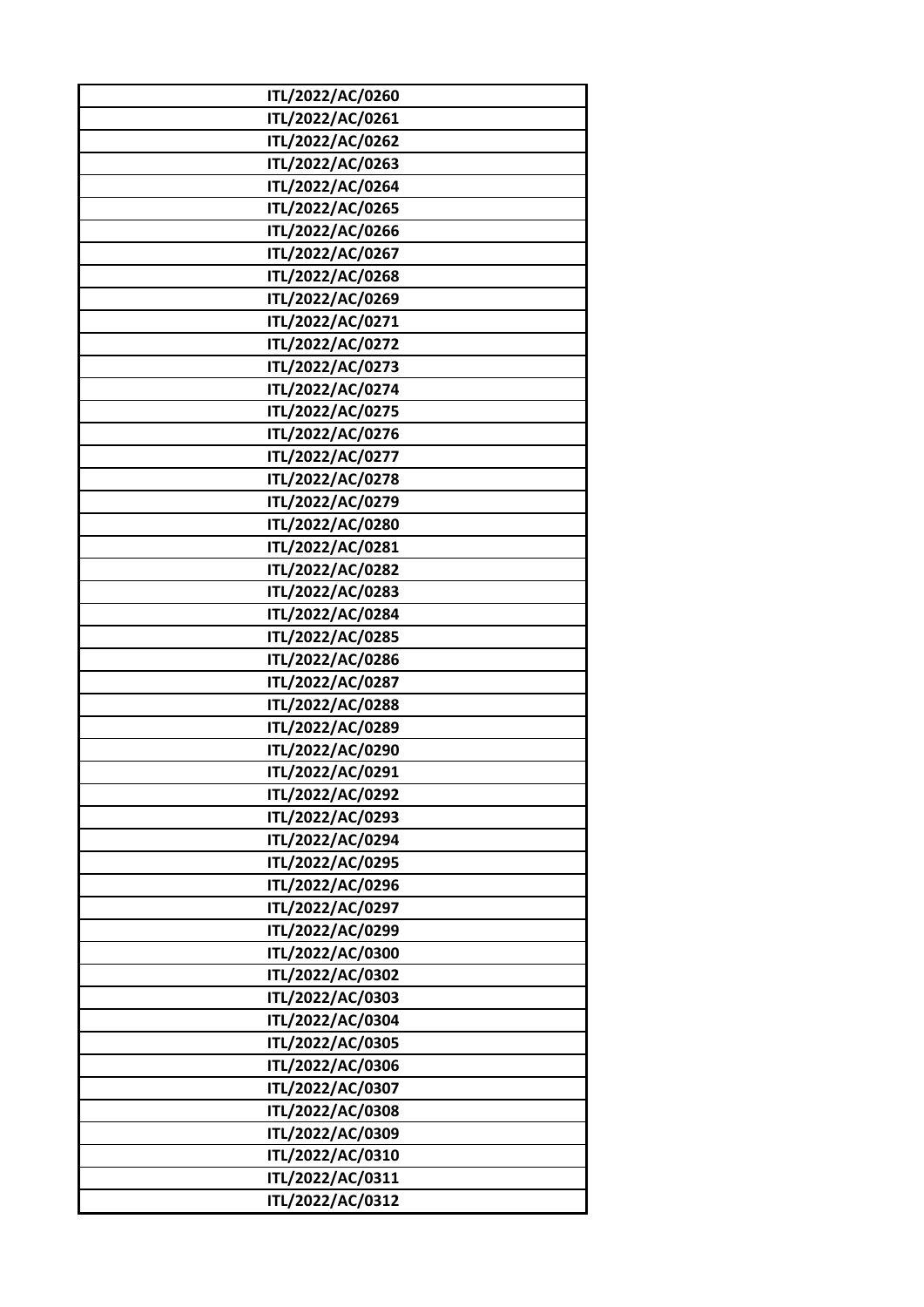| ITL/2022/AC/0260 |
| --- |
| ITL/2022/AC/0261 |
| ITL/2022/AC/0262 |
| ITL/2022/AC/0263 |
| ITL/2022/AC/0264 |
| ITL/2022/AC/0265 |
| ITL/2022/AC/0266 |
| ITL/2022/AC/0267 |
| ITL/2022/AC/0268 |
| ITL/2022/AC/0269 |
| ITL/2022/AC/0271 |
| ITL/2022/AC/0272 |
| ITL/2022/AC/0273 |
| ITL/2022/AC/0274 |
| ITL/2022/AC/0275 |
| ITL/2022/AC/0276 |
| ITL/2022/AC/0277 |
| ITL/2022/AC/0278 |
| ITL/2022/AC/0279 |
| ITL/2022/AC/0280 |
| ITL/2022/AC/0281 |
| ITL/2022/AC/0282 |
| ITL/2022/AC/0283 |
| ITL/2022/AC/0284 |
| ITL/2022/AC/0285 |
| ITL/2022/AC/0286 |
| ITL/2022/AC/0287 |
| ITL/2022/AC/0288 |
| ITL/2022/AC/0289 |
| ITL/2022/AC/0290 |
| ITL/2022/AC/0291 |
| ITL/2022/AC/0292 |
| ITL/2022/AC/0293 |
| ITL/2022/AC/0294 |
| ITL/2022/AC/0295 |
| ITL/2022/AC/0296 |
| ITL/2022/AC/0297 |
| ITL/2022/AC/0299 |
| ITL/2022/AC/0300 |
| ITL/2022/AC/0302 |
| ITL/2022/AC/0303 |
| ITL/2022/AC/0304 |
| ITL/2022/AC/0305 |
| ITL/2022/AC/0306 |
| ITL/2022/AC/0307 |
| ITL/2022/AC/0308 |
| ITL/2022/AC/0309 |
| ITL/2022/AC/0310 |
| ITL/2022/AC/0311 |
| ITL/2022/AC/0312 |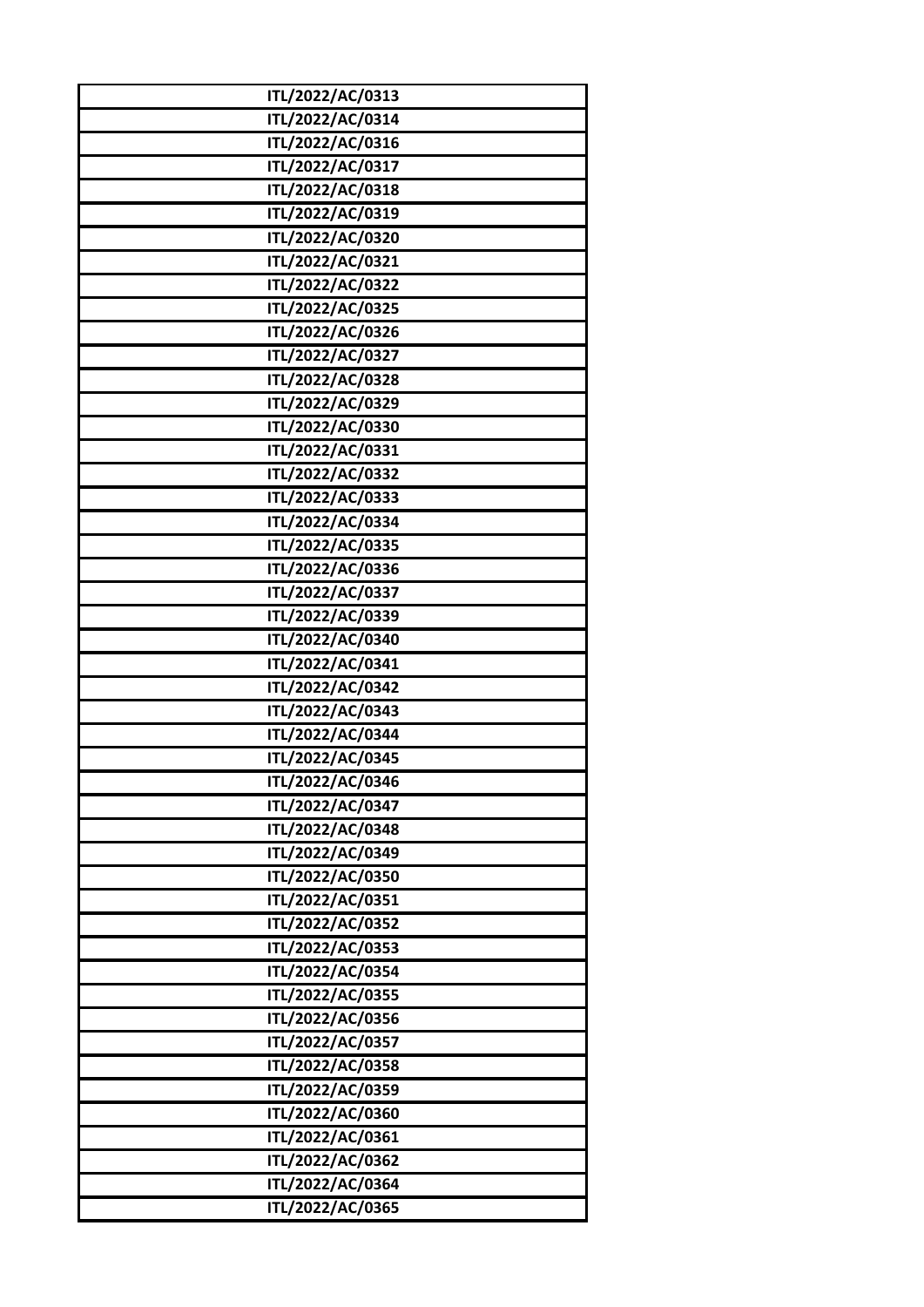| ITL/2022/AC/0313 |
|---|
| ITL/2022/AC/0314 |
| ITL/2022/AC/0316 |
| ITL/2022/AC/0317 |
| ITL/2022/AC/0318 |
| ITL/2022/AC/0319 |
| ITL/2022/AC/0320 |
| ITL/2022/AC/0321 |
| ITL/2022/AC/0322 |
| ITL/2022/AC/0325 |
| ITL/2022/AC/0326 |
| ITL/2022/AC/0327 |
| ITL/2022/AC/0328 |
| ITL/2022/AC/0329 |
| ITL/2022/AC/0330 |
| ITL/2022/AC/0331 |
| ITL/2022/AC/0332 |
| ITL/2022/AC/0333 |
| ITL/2022/AC/0334 |
| ITL/2022/AC/0335 |
| ITL/2022/AC/0336 |
| ITL/2022/AC/0337 |
| ITL/2022/AC/0339 |
| ITL/2022/AC/0340 |
| ITL/2022/AC/0341 |
| ITL/2022/AC/0342 |
| ITL/2022/AC/0343 |
| ITL/2022/AC/0344 |
| ITL/2022/AC/0345 |
| ITL/2022/AC/0346 |
| ITL/2022/AC/0347 |
| ITL/2022/AC/0348 |
| ITL/2022/AC/0349 |
| ITL/2022/AC/0350 |
| ITL/2022/AC/0351 |
| ITL/2022/AC/0352 |
| ITL/2022/AC/0353 |
| ITL/2022/AC/0354 |
| ITL/2022/AC/0355 |
| ITL/2022/AC/0356 |
| ITL/2022/AC/0357 |
| ITL/2022/AC/0358 |
| ITL/2022/AC/0359 |
| ITL/2022/AC/0360 |
| ITL/2022/AC/0361 |
| ITL/2022/AC/0362 |
| ITL/2022/AC/0364 |
| ITL/2022/AC/0365 |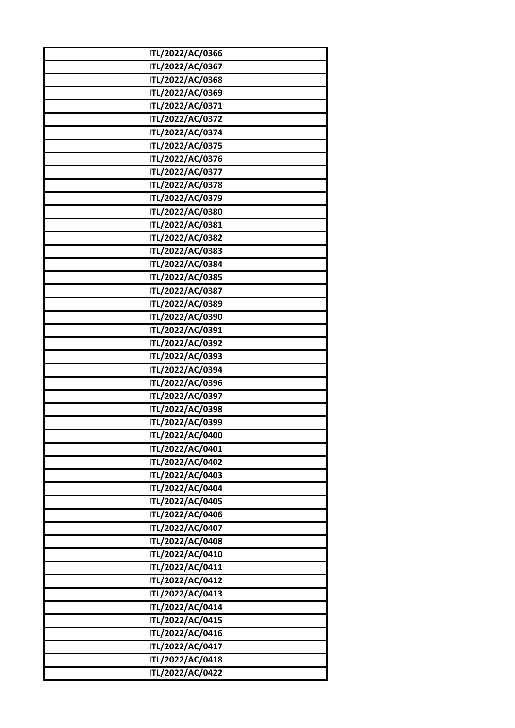| ITL/2022/AC/0366 |
|---|
| ITL/2022/AC/0367 |
| ITL/2022/AC/0368 |
| ITL/2022/AC/0369 |
| ITL/2022/AC/0371 |
| ITL/2022/AC/0372 |
| ITL/2022/AC/0374 |
| ITL/2022/AC/0375 |
| ITL/2022/AC/0376 |
| ITL/2022/AC/0377 |
| ITL/2022/AC/0378 |
| ITL/2022/AC/0379 |
| ITL/2022/AC/0380 |
| ITL/2022/AC/0381 |
| ITL/2022/AC/0382 |
| ITL/2022/AC/0383 |
| ITL/2022/AC/0384 |
| ITL/2022/AC/0385 |
| ITL/2022/AC/0387 |
| ITL/2022/AC/0389 |
| ITL/2022/AC/0390 |
| ITL/2022/AC/0391 |
| ITL/2022/AC/0392 |
| ITL/2022/AC/0393 |
| ITL/2022/AC/0394 |
| ITL/2022/AC/0396 |
| ITL/2022/AC/0397 |
| ITL/2022/AC/0398 |
| ITL/2022/AC/0399 |
| ITL/2022/AC/0400 |
| ITL/2022/AC/0401 |
| ITL/2022/AC/0402 |
| ITL/2022/AC/0403 |
| ITL/2022/AC/0404 |
| ITL/2022/AC/0405 |
| ITL/2022/AC/0406 |
| ITL/2022/AC/0407 |
| ITL/2022/AC/0408 |
| ITL/2022/AC/0410 |
| ITL/2022/AC/0411 |
| ITL/2022/AC/0412 |
| ITL/2022/AC/0413 |
| ITL/2022/AC/0414 |
| ITL/2022/AC/0415 |
| ITL/2022/AC/0416 |
| ITL/2022/AC/0417 |
| ITL/2022/AC/0418 |
| ITL/2022/AC/0422 |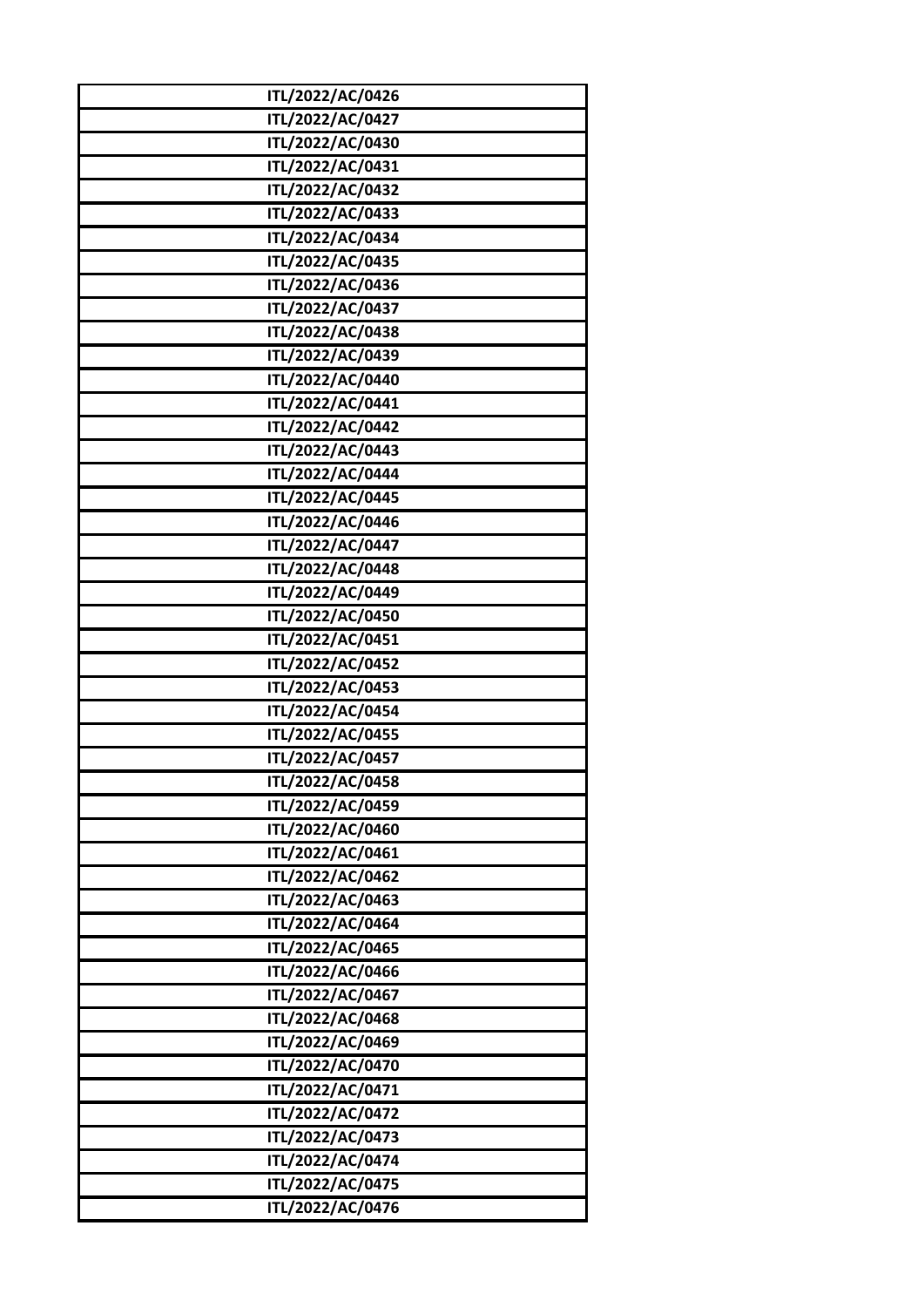| ITL/2022/AC/0426 |
| --- |
| ITL/2022/AC/0427 |
| ITL/2022/AC/0430 |
| ITL/2022/AC/0431 |
| ITL/2022/AC/0432 |
| ITL/2022/AC/0433 |
| ITL/2022/AC/0434 |
| ITL/2022/AC/0435 |
| ITL/2022/AC/0436 |
| ITL/2022/AC/0437 |
| ITL/2022/AC/0438 |
| ITL/2022/AC/0439 |
| ITL/2022/AC/0440 |
| ITL/2022/AC/0441 |
| ITL/2022/AC/0442 |
| ITL/2022/AC/0443 |
| ITL/2022/AC/0444 |
| ITL/2022/AC/0445 |
| ITL/2022/AC/0446 |
| ITL/2022/AC/0447 |
| ITL/2022/AC/0448 |
| ITL/2022/AC/0449 |
| ITL/2022/AC/0450 |
| ITL/2022/AC/0451 |
| ITL/2022/AC/0452 |
| ITL/2022/AC/0453 |
| ITL/2022/AC/0454 |
| ITL/2022/AC/0455 |
| ITL/2022/AC/0457 |
| ITL/2022/AC/0458 |
| ITL/2022/AC/0459 |
| ITL/2022/AC/0460 |
| ITL/2022/AC/0461 |
| ITL/2022/AC/0462 |
| ITL/2022/AC/0463 |
| ITL/2022/AC/0464 |
| ITL/2022/AC/0465 |
| ITL/2022/AC/0466 |
| ITL/2022/AC/0467 |
| ITL/2022/AC/0468 |
| ITL/2022/AC/0469 |
| ITL/2022/AC/0470 |
| ITL/2022/AC/0471 |
| ITL/2022/AC/0472 |
| ITL/2022/AC/0473 |
| ITL/2022/AC/0474 |
| ITL/2022/AC/0475 |
| ITL/2022/AC/0476 |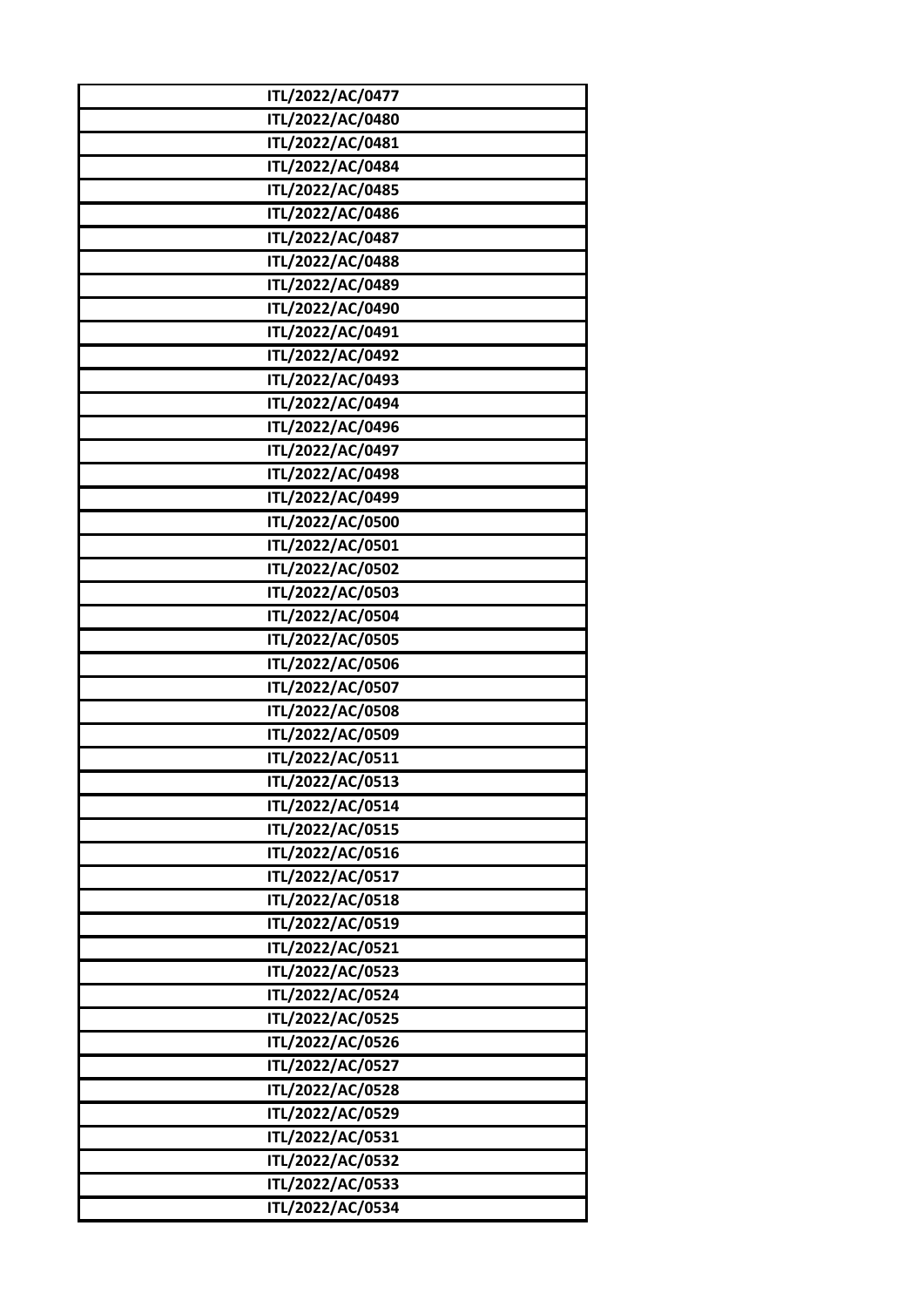| ITL/2022/AC/0477 |
|---|
| ITL/2022/AC/0480 |
| ITL/2022/AC/0481 |
| ITL/2022/AC/0484 |
| ITL/2022/AC/0485 |
| ITL/2022/AC/0486 |
| ITL/2022/AC/0487 |
| ITL/2022/AC/0488 |
| ITL/2022/AC/0489 |
| ITL/2022/AC/0490 |
| ITL/2022/AC/0491 |
| ITL/2022/AC/0492 |
| ITL/2022/AC/0493 |
| ITL/2022/AC/0494 |
| ITL/2022/AC/0496 |
| ITL/2022/AC/0497 |
| ITL/2022/AC/0498 |
| ITL/2022/AC/0499 |
| ITL/2022/AC/0500 |
| ITL/2022/AC/0501 |
| ITL/2022/AC/0502 |
| ITL/2022/AC/0503 |
| ITL/2022/AC/0504 |
| ITL/2022/AC/0505 |
| ITL/2022/AC/0506 |
| ITL/2022/AC/0507 |
| ITL/2022/AC/0508 |
| ITL/2022/AC/0509 |
| ITL/2022/AC/0511 |
| ITL/2022/AC/0513 |
| ITL/2022/AC/0514 |
| ITL/2022/AC/0515 |
| ITL/2022/AC/0516 |
| ITL/2022/AC/0517 |
| ITL/2022/AC/0518 |
| ITL/2022/AC/0519 |
| ITL/2022/AC/0521 |
| ITL/2022/AC/0523 |
| ITL/2022/AC/0524 |
| ITL/2022/AC/0525 |
| ITL/2022/AC/0526 |
| ITL/2022/AC/0527 |
| ITL/2022/AC/0528 |
| ITL/2022/AC/0529 |
| ITL/2022/AC/0531 |
| ITL/2022/AC/0532 |
| ITL/2022/AC/0533 |
| ITL/2022/AC/0534 |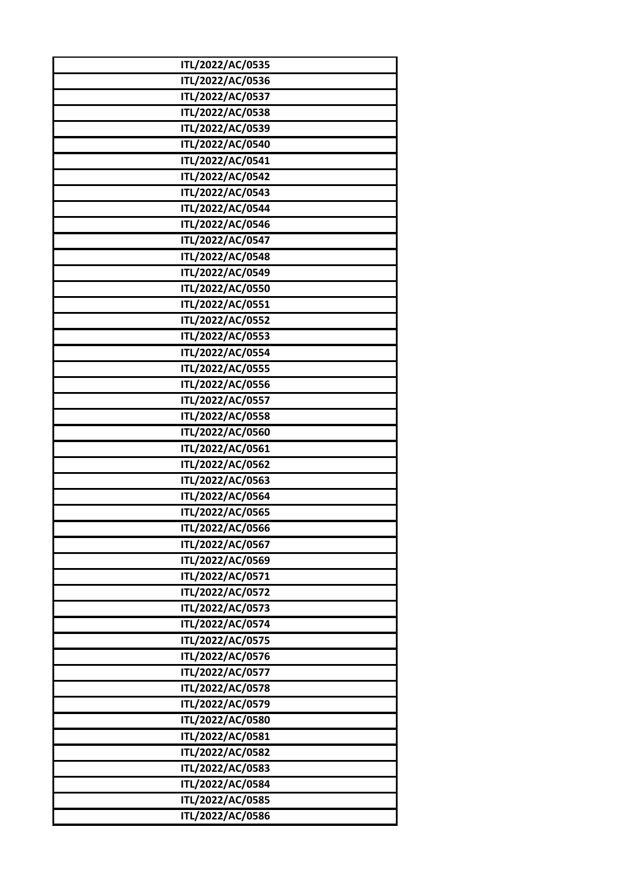| ITL/2022/AC/0535 |
|---|
| ITL/2022/AC/0536 |
| ITL/2022/AC/0537 |
| ITL/2022/AC/0538 |
| ITL/2022/AC/0539 |
| ITL/2022/AC/0540 |
| ITL/2022/AC/0541 |
| ITL/2022/AC/0542 |
| ITL/2022/AC/0543 |
| ITL/2022/AC/0544 |
| ITL/2022/AC/0546 |
| ITL/2022/AC/0547 |
| ITL/2022/AC/0548 |
| ITL/2022/AC/0549 |
| ITL/2022/AC/0550 |
| ITL/2022/AC/0551 |
| ITL/2022/AC/0552 |
| ITL/2022/AC/0553 |
| ITL/2022/AC/0554 |
| ITL/2022/AC/0555 |
| ITL/2022/AC/0556 |
| ITL/2022/AC/0557 |
| ITL/2022/AC/0558 |
| ITL/2022/AC/0560 |
| ITL/2022/AC/0561 |
| ITL/2022/AC/0562 |
| ITL/2022/AC/0563 |
| ITL/2022/AC/0564 |
| ITL/2022/AC/0565 |
| ITL/2022/AC/0566 |
| ITL/2022/AC/0567 |
| ITL/2022/AC/0569 |
| ITL/2022/AC/0571 |
| ITL/2022/AC/0572 |
| ITL/2022/AC/0573 |
| ITL/2022/AC/0574 |
| ITL/2022/AC/0575 |
| ITL/2022/AC/0576 |
| ITL/2022/AC/0577 |
| ITL/2022/AC/0578 |
| ITL/2022/AC/0579 |
| ITL/2022/AC/0580 |
| ITL/2022/AC/0581 |
| ITL/2022/AC/0582 |
| ITL/2022/AC/0583 |
| ITL/2022/AC/0584 |
| ITL/2022/AC/0585 |
| ITL/2022/AC/0586 |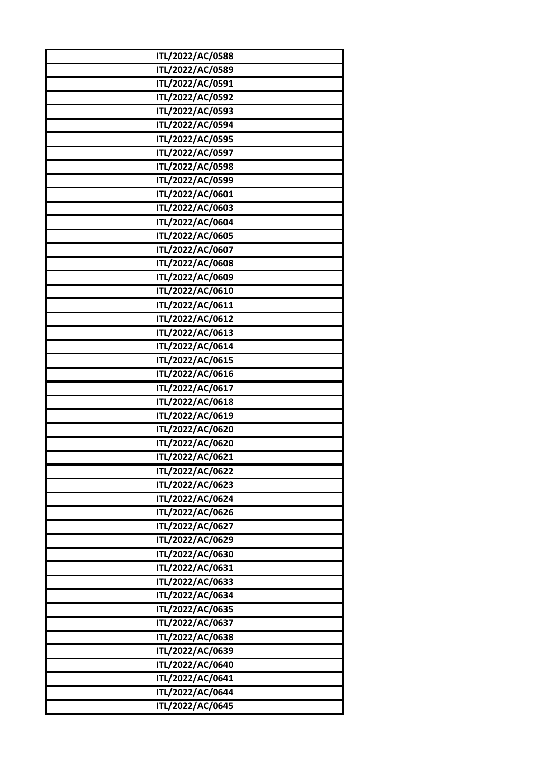| ITL/2022/AC/0588 |
|---|
| ITL/2022/AC/0589 |
| ITL/2022/AC/0591 |
| ITL/2022/AC/0592 |
| ITL/2022/AC/0593 |
| ITL/2022/AC/0594 |
| ITL/2022/AC/0595 |
| ITL/2022/AC/0597 |
| ITL/2022/AC/0598 |
| ITL/2022/AC/0599 |
| ITL/2022/AC/0601 |
| ITL/2022/AC/0603 |
| ITL/2022/AC/0604 |
| ITL/2022/AC/0605 |
| ITL/2022/AC/0607 |
| ITL/2022/AC/0608 |
| ITL/2022/AC/0609 |
| ITL/2022/AC/0610 |
| ITL/2022/AC/0611 |
| ITL/2022/AC/0612 |
| ITL/2022/AC/0613 |
| ITL/2022/AC/0614 |
| ITL/2022/AC/0615 |
| ITL/2022/AC/0616 |
| ITL/2022/AC/0617 |
| ITL/2022/AC/0618 |
| ITL/2022/AC/0619 |
| ITL/2022/AC/0620 |
| ITL/2022/AC/0620 |
| ITL/2022/AC/0621 |
| ITL/2022/AC/0622 |
| ITL/2022/AC/0623 |
| ITL/2022/AC/0624 |
| ITL/2022/AC/0626 |
| ITL/2022/AC/0627 |
| ITL/2022/AC/0629 |
| ITL/2022/AC/0630 |
| ITL/2022/AC/0631 |
| ITL/2022/AC/0633 |
| ITL/2022/AC/0634 |
| ITL/2022/AC/0635 |
| ITL/2022/AC/0637 |
| ITL/2022/AC/0638 |
| ITL/2022/AC/0639 |
| ITL/2022/AC/0640 |
| ITL/2022/AC/0641 |
| ITL/2022/AC/0644 |
| ITL/2022/AC/0645 |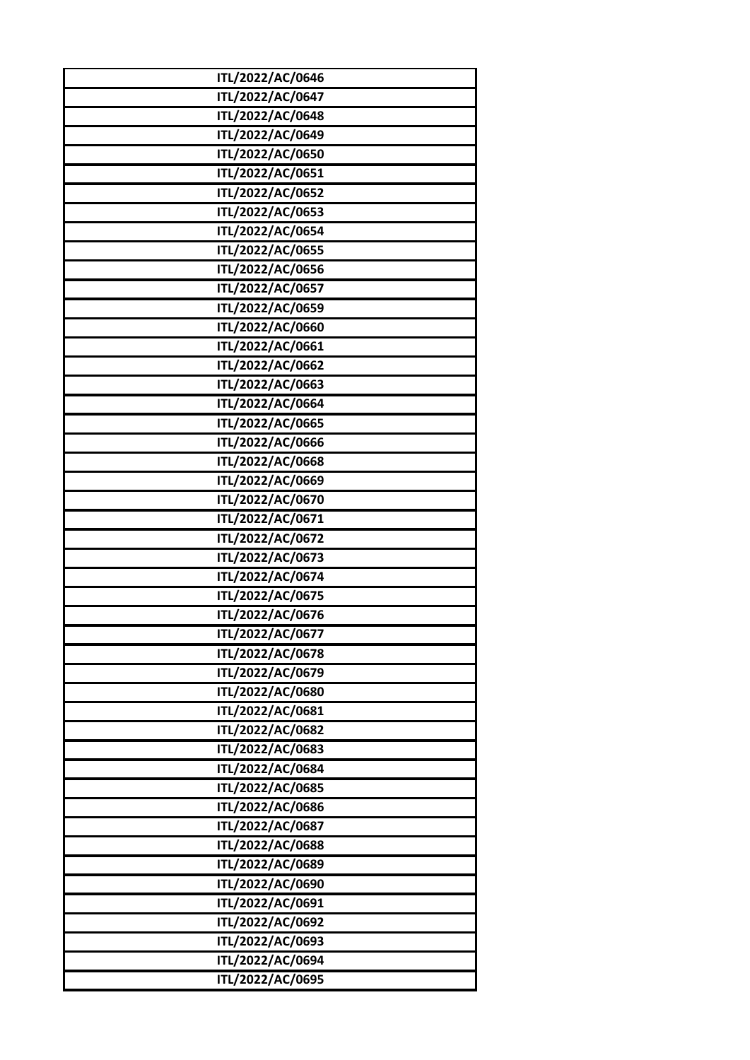| ITL/2022/AC/0646 |
| --- |
| ITL/2022/AC/0647 |
| ITL/2022/AC/0648 |
| ITL/2022/AC/0649 |
| ITL/2022/AC/0650 |
| ITL/2022/AC/0651 |
| ITL/2022/AC/0652 |
| ITL/2022/AC/0653 |
| ITL/2022/AC/0654 |
| ITL/2022/AC/0655 |
| ITL/2022/AC/0656 |
| ITL/2022/AC/0657 |
| ITL/2022/AC/0659 |
| ITL/2022/AC/0660 |
| ITL/2022/AC/0661 |
| ITL/2022/AC/0662 |
| ITL/2022/AC/0663 |
| ITL/2022/AC/0664 |
| ITL/2022/AC/0665 |
| ITL/2022/AC/0666 |
| ITL/2022/AC/0668 |
| ITL/2022/AC/0669 |
| ITL/2022/AC/0670 |
| ITL/2022/AC/0671 |
| ITL/2022/AC/0672 |
| ITL/2022/AC/0673 |
| ITL/2022/AC/0674 |
| ITL/2022/AC/0675 |
| ITL/2022/AC/0676 |
| ITL/2022/AC/0677 |
| ITL/2022/AC/0678 |
| ITL/2022/AC/0679 |
| ITL/2022/AC/0680 |
| ITL/2022/AC/0681 |
| ITL/2022/AC/0682 |
| ITL/2022/AC/0683 |
| ITL/2022/AC/0684 |
| ITL/2022/AC/0685 |
| ITL/2022/AC/0686 |
| ITL/2022/AC/0687 |
| ITL/2022/AC/0688 |
| ITL/2022/AC/0689 |
| ITL/2022/AC/0690 |
| ITL/2022/AC/0691 |
| ITL/2022/AC/0692 |
| ITL/2022/AC/0693 |
| ITL/2022/AC/0694 |
| ITL/2022/AC/0695 |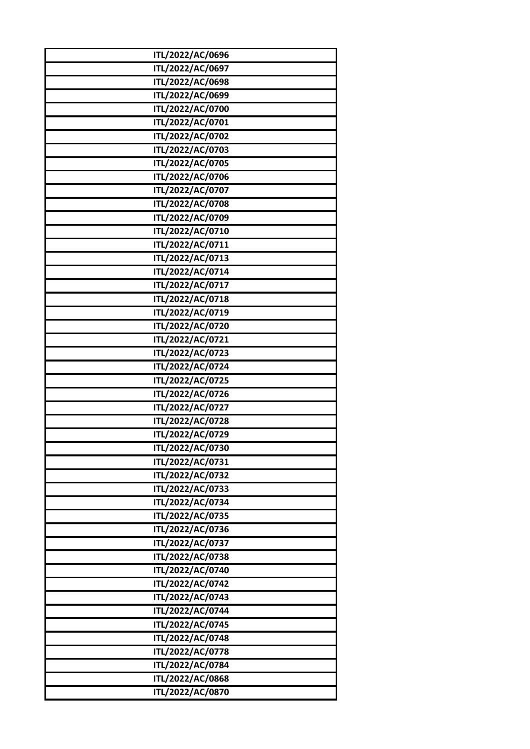| ITL/2022/AC/0696 |
| --- |
| ITL/2022/AC/0697 |
| ITL/2022/AC/0698 |
| ITL/2022/AC/0699 |
| ITL/2022/AC/0700 |
| ITL/2022/AC/0701 |
| ITL/2022/AC/0702 |
| ITL/2022/AC/0703 |
| ITL/2022/AC/0705 |
| ITL/2022/AC/0706 |
| ITL/2022/AC/0707 |
| ITL/2022/AC/0708 |
| ITL/2022/AC/0709 |
| ITL/2022/AC/0710 |
| ITL/2022/AC/0711 |
| ITL/2022/AC/0713 |
| ITL/2022/AC/0714 |
| ITL/2022/AC/0717 |
| ITL/2022/AC/0718 |
| ITL/2022/AC/0719 |
| ITL/2022/AC/0720 |
| ITL/2022/AC/0721 |
| ITL/2022/AC/0723 |
| ITL/2022/AC/0724 |
| ITL/2022/AC/0725 |
| ITL/2022/AC/0726 |
| ITL/2022/AC/0727 |
| ITL/2022/AC/0728 |
| ITL/2022/AC/0729 |
| ITL/2022/AC/0730 |
| ITL/2022/AC/0731 |
| ITL/2022/AC/0732 |
| ITL/2022/AC/0733 |
| ITL/2022/AC/0734 |
| ITL/2022/AC/0735 |
| ITL/2022/AC/0736 |
| ITL/2022/AC/0737 |
| ITL/2022/AC/0738 |
| ITL/2022/AC/0740 |
| ITL/2022/AC/0742 |
| ITL/2022/AC/0743 |
| ITL/2022/AC/0744 |
| ITL/2022/AC/0745 |
| ITL/2022/AC/0748 |
| ITL/2022/AC/0778 |
| ITL/2022/AC/0784 |
| ITL/2022/AC/0868 |
| ITL/2022/AC/0870 |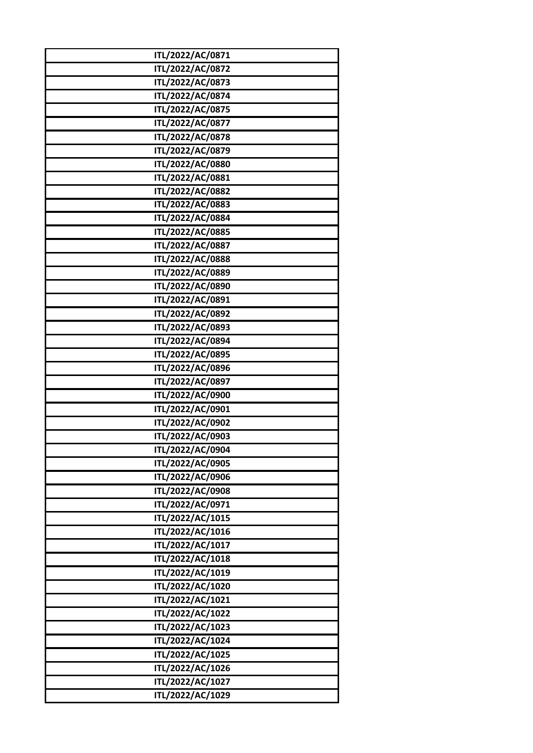| ITL/2022/AC/0871 |
|---|
| ITL/2022/AC/0872 |
| ITL/2022/AC/0873 |
| ITL/2022/AC/0874 |
| ITL/2022/AC/0875 |
| ITL/2022/AC/0877 |
| ITL/2022/AC/0878 |
| ITL/2022/AC/0879 |
| ITL/2022/AC/0880 |
| ITL/2022/AC/0881 |
| ITL/2022/AC/0882 |
| ITL/2022/AC/0883 |
| ITL/2022/AC/0884 |
| ITL/2022/AC/0885 |
| ITL/2022/AC/0887 |
| ITL/2022/AC/0888 |
| ITL/2022/AC/0889 |
| ITL/2022/AC/0890 |
| ITL/2022/AC/0891 |
| ITL/2022/AC/0892 |
| ITL/2022/AC/0893 |
| ITL/2022/AC/0894 |
| ITL/2022/AC/0895 |
| ITL/2022/AC/0896 |
| ITL/2022/AC/0897 |
| ITL/2022/AC/0900 |
| ITL/2022/AC/0901 |
| ITL/2022/AC/0902 |
| ITL/2022/AC/0903 |
| ITL/2022/AC/0904 |
| ITL/2022/AC/0905 |
| ITL/2022/AC/0906 |
| ITL/2022/AC/0908 |
| ITL/2022/AC/0971 |
| ITL/2022/AC/1015 |
| ITL/2022/AC/1016 |
| ITL/2022/AC/1017 |
| ITL/2022/AC/1018 |
| ITL/2022/AC/1019 |
| ITL/2022/AC/1020 |
| ITL/2022/AC/1021 |
| ITL/2022/AC/1022 |
| ITL/2022/AC/1023 |
| ITL/2022/AC/1024 |
| ITL/2022/AC/1025 |
| ITL/2022/AC/1026 |
| ITL/2022/AC/1027 |
| ITL/2022/AC/1029 |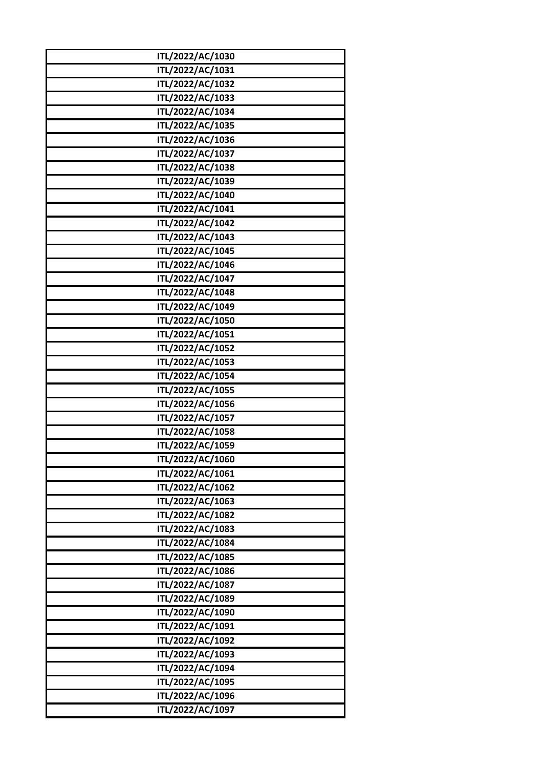| ITL/2022/AC/1030 |
| --- |
| ITL/2022/AC/1031 |
| ITL/2022/AC/1032 |
| ITL/2022/AC/1033 |
| ITL/2022/AC/1034 |
| ITL/2022/AC/1035 |
| ITL/2022/AC/1036 |
| ITL/2022/AC/1037 |
| ITL/2022/AC/1038 |
| ITL/2022/AC/1039 |
| ITL/2022/AC/1040 |
| ITL/2022/AC/1041 |
| ITL/2022/AC/1042 |
| ITL/2022/AC/1043 |
| ITL/2022/AC/1045 |
| ITL/2022/AC/1046 |
| ITL/2022/AC/1047 |
| ITL/2022/AC/1048 |
| ITL/2022/AC/1049 |
| ITL/2022/AC/1050 |
| ITL/2022/AC/1051 |
| ITL/2022/AC/1052 |
| ITL/2022/AC/1053 |
| ITL/2022/AC/1054 |
| ITL/2022/AC/1055 |
| ITL/2022/AC/1056 |
| ITL/2022/AC/1057 |
| ITL/2022/AC/1058 |
| ITL/2022/AC/1059 |
| ITL/2022/AC/1060 |
| ITL/2022/AC/1061 |
| ITL/2022/AC/1062 |
| ITL/2022/AC/1063 |
| ITL/2022/AC/1082 |
| ITL/2022/AC/1083 |
| ITL/2022/AC/1084 |
| ITL/2022/AC/1085 |
| ITL/2022/AC/1086 |
| ITL/2022/AC/1087 |
| ITL/2022/AC/1089 |
| ITL/2022/AC/1090 |
| ITL/2022/AC/1091 |
| ITL/2022/AC/1092 |
| ITL/2022/AC/1093 |
| ITL/2022/AC/1094 |
| ITL/2022/AC/1095 |
| ITL/2022/AC/1096 |
| ITL/2022/AC/1097 |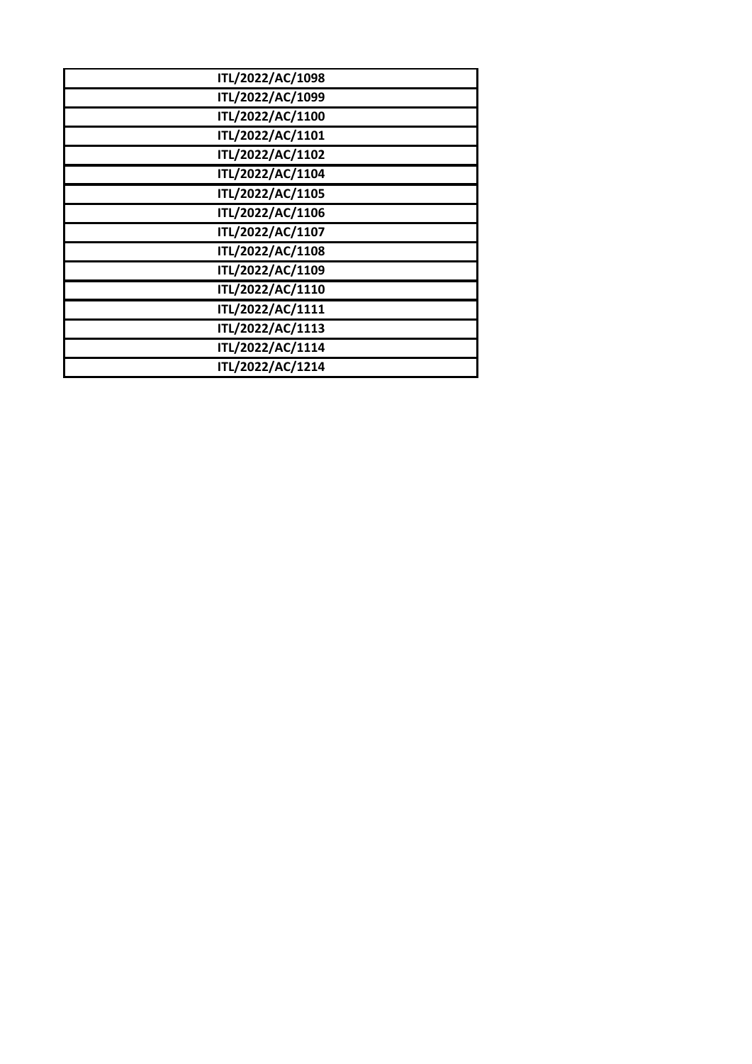| |
|---|
| ITL/2022/AC/1098 |
| ITL/2022/AC/1099 |
| ITL/2022/AC/1100 |
| ITL/2022/AC/1101 |
| ITL/2022/AC/1102 |
| ITL/2022/AC/1104 |
| ITL/2022/AC/1105 |
| ITL/2022/AC/1106 |
| ITL/2022/AC/1107 |
| ITL/2022/AC/1108 |
| ITL/2022/AC/1109 |
| ITL/2022/AC/1110 |
| ITL/2022/AC/1111 |
| ITL/2022/AC/1113 |
| ITL/2022/AC/1114 |
| ITL/2022/AC/1214 |